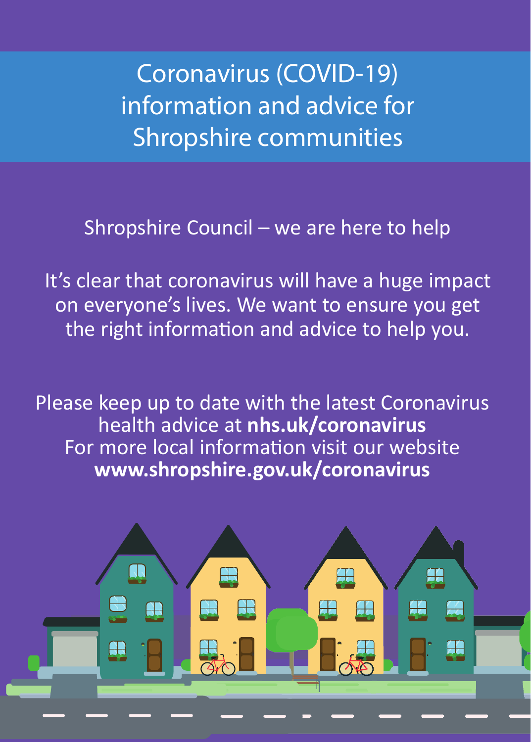# Coronavirus (COVID-19) information and advice for Shropshire communities

Shropshire Council – we are here to help

It's clear that coronavirus will have a huge impact on everyone's lives. We want to ensure you get the right information and advice to help you.

Please keep up to date with the latest Coronavirus health advice at **nhs.uk/coronavirus**
For more local information visit our website
**www.shropshire.gov.uk/coronavirus**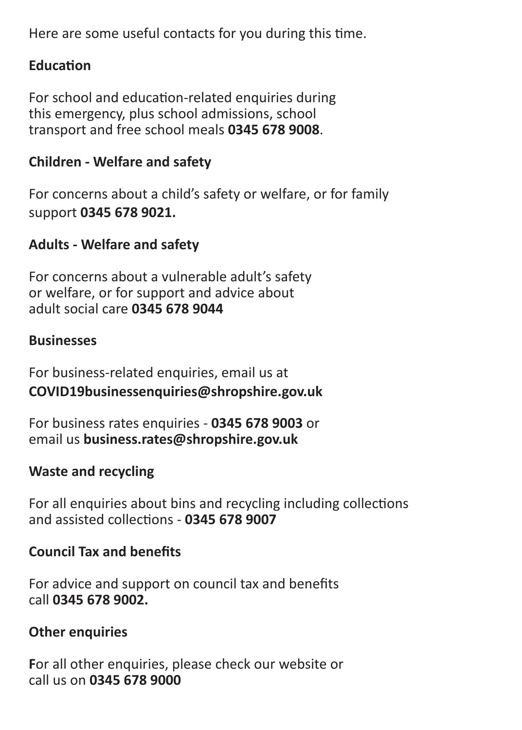Here are some useful contacts for you during this time.

## Education

For school and education-related enquiries during this emergency, plus school admissions, school transport and free school meals **0345 678 9008**.

## Children - Welfare and safety

For concerns about a child's safety or welfare, or for family support **0345 678 9021.**

## Adults - Welfare and safety

For concerns about a vulnerable adult's safety or welfare, or for support and advice about adult social care **0345 678 9044**

## Businesses

For business-related enquiries, email us at **COVID19businessenquiries@shropshire.gov.uk**

For business rates enquiries - **0345 678 9003** or email us **business.rates@shropshire.gov.uk**

## Waste and recycling

For all enquiries about bins and recycling including collections and assisted collections - **0345 678 9007**

## Council Tax and benefits

For advice and support on council tax and benefits call **0345 678 9002.**

## Other enquiries

**F**or all other enquiries, please check our website or call us on **0345 678 9000**